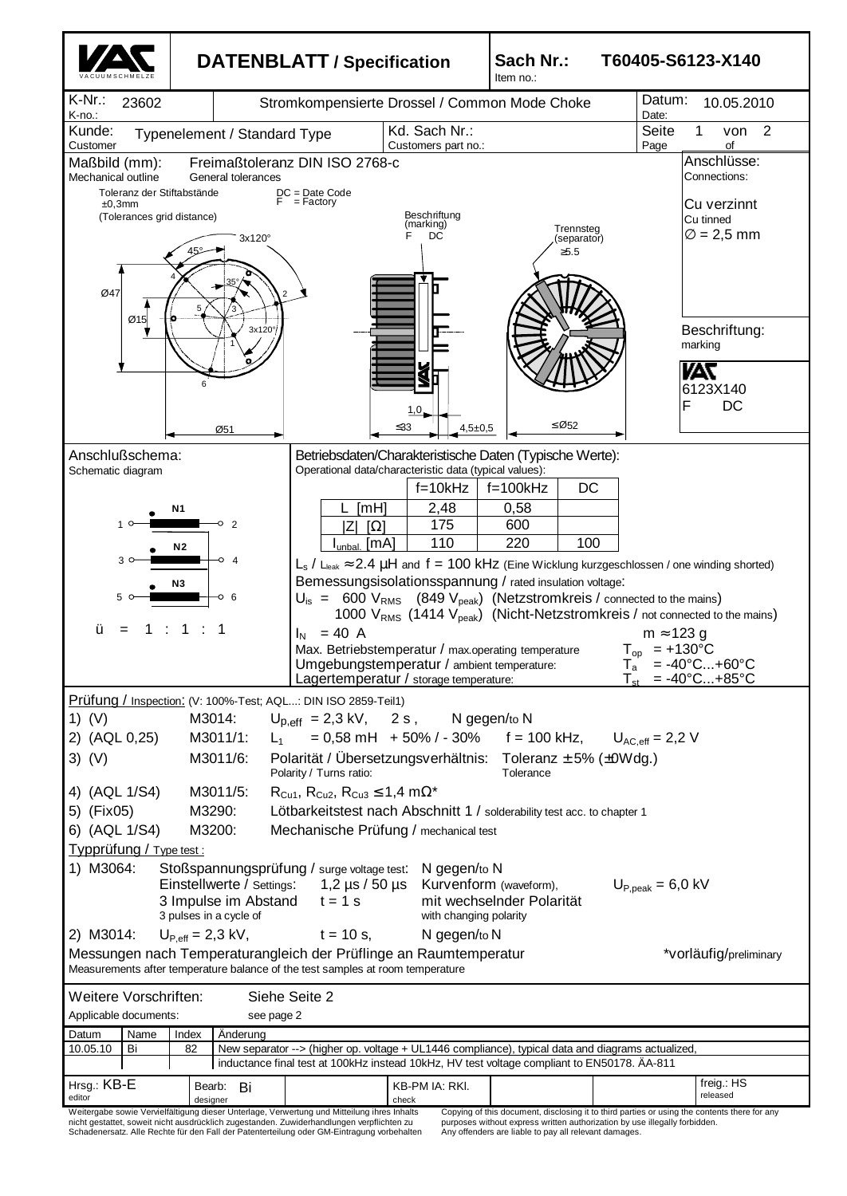# DATENBLATT / Specification

**Sach Nr. / Item no.:** T60405-S6123-X140

| K-Nr.: / K-no.: 23602 | Stromkompensierte Drossel / Common Mode Choke | Datum: / Date: 10.05.2010 |
|---|---|---|
| Kunde: / Customer: Typenelement / Standard Type | Kd. Sach Nr.: / Customers part no.: | Seite / Page 1 von / of 2 |

## Maßbild (mm): / Mechanical outline

Freimaßtoleranz DIN ISO 2768-c / General tolerances

Toleranz der Stiftabstände ±0,3mm (Tolerances grid distance)

DC = Date Code
F = Factory

Beschriftung (marking): F DC

Trennsteg (separator) ≥5.5

Dimensions: Ø47, Ø15, Ø51, 45°, 35°, 3x120°, 3x120°, ≤33, 1,0, 4,5±0,5, ≤Ø52

Pins: 1, 2, 3, 4, 5, 6

**Anschlüsse: / Connections:**
Cu verzinnt / Cu tinned
∅ = 2,5 mm

**Beschriftung: / marking**
VAC
6123X140
F DC

## Anschlußschema: / Schematic diagram

N1: 1 – 2
N2: 3 – 4
N3: 5 – 6

ü = 1 : 1 : 1

## Betriebsdaten/Charakteristische Daten (Typische Werte): / Operational data/characteristic data (typical values):

| | f=10kHz | f=100kHz | DC |
|---|---|---|---|
| L [mH] | 2,48 | 0,58 | |
| \|Z\| [Ω] | 175 | 600 | |
| $I_{unbal.}$ [mA] | 110 | 220 | 100 |

$L_s$ / $L_{leak}$ ≈ 2.4 µH and f = 100 kHz (Eine Wicklung kurzgeschlossen / one winding shorted)

Bemessungsisolationsspannung / rated insulation voltage:
$U_{is}$ = 600 $V_{RMS}$ (849 $V_{peak}$) (Netzstromkreis / connected to the mains)
1000 $V_{RMS}$ (1414 $V_{peak}$) (Nicht-Netzstromkreis / not connected to the mains)

$I_N$ = 40 A — m ≈ 123 g

Max. Betriebstemperatur / max.operating temperature: $T_{op}$ = +130°C
Umgebungstemperatur / ambient temperature: $T_a$ = -40°C...+60°C
Lagertemperatur / storage temperature: $T_{st}$ = -40°C...+85°C

## Prüfung / Inspection: (V: 100%-Test; AQL...: DIN ISO 2859-Teil1)

1) (V) M3014: $U_{p,eff}$ = 2,3 kV, 2 s, N gegen/to N
2) (AQL 0,25) M3011/1: $L_1$ = 0,58 mH + 50% / - 30% f = 100 kHz, $U_{AC,eff}$ = 2,2 V
3) (V) M3011/6: Polarität / Übersetzungsverhältnis: Toleranz ± 5% (±0Wdg.) — Polarity / Turns ratio: Tolerance
4) (AQL 1/S4) M3011/5: $R_{Cu1}$, $R_{Cu2}$, $R_{Cu3}$ ≤ 1,4 mΩ*
5) (Fix05) M3290: Lötbarkeitstest nach Abschnitt 1 / solderability test acc. to chapter 1
6) (AQL 1/S4) M3200: Mechanische Prüfung / mechanical test

## Typprüfung / Type test :

1) M3064: Stoßspannungsprüfung / surge voltage test: N gegen/to N
Einstellwerte / Settings: 1,2 µs / 50 µs Kurvenform (waveform), $U_{P,peak}$ = 6,0 kV
3 Impulse im Abstand / 3 pulses in a cycle of t = 1 s mit wechselnder Polarität / with changing polarity

2) M3014: $U_{P,eff}$ = 2,3 kV, t = 10 s, N gegen/to N

Messungen nach Temperaturangleich der Prüflinge an Raumtemperatur / Measurements after temperature balance of the test samples at room temperature

*vorläufig/preliminary

**Weitere Vorschriften: / Applicable documents:** Siehe Seite 2 / see page 2

| Datum | Name | Index | Änderung |
|---|---|---|---|
| 10.05.10 | Bi | 82 | New separator --> (higher op. voltage + UL1446 compliance), typical data and diagrams actualized, inductance final test at 100kHz instead 10kHz, HV test voltage compliant to EN50178. ÄA-811 |

| Hrsg.: KB-E / editor | Bearb.: Bi / designer | KB-PM IA: RKl. / check | freig.: HS / released |
|---|---|---|---|

Weitergabe sowie Vervielfältigung dieser Unterlage, Verwertung und Mitteilung ihres Inhalts nicht gestattet, soweit nicht ausdrücklich zugestanden. Zuwiderhandlungen verpflichten zu Schadenersatz. Alle Rechte für den Fall der Patenterteilung oder GM-Eintragung vorbehalten

Copying of this document, disclosing it to third parties or using the contents there for any purposes without express written authorization by use illegally forbidden. Any offenders are liable to pay all relevant damages.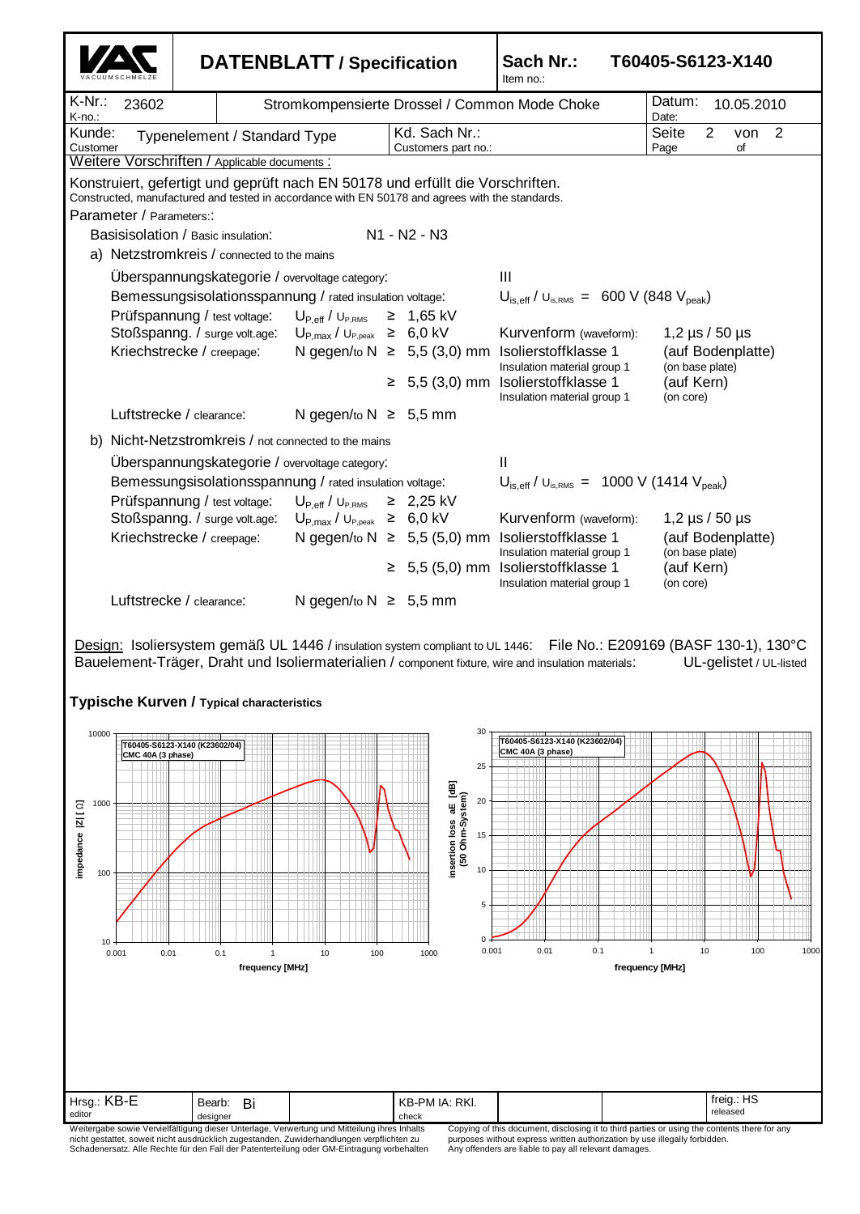# DATENBLATT / Specification

**Sach Nr.:** T60405-S6123-X140
Item no.:

| | | | |
|---|---|---|---|
| K-Nr.: 23602 K-no.: | Stromkompensierte Drossel / Common Mode Choke | | Datum: 10.05.2010 Date: |
| Kunde: Customer | Typenelement / Standard Type | Kd. Sach Nr.: Customers part no.: | Seite 2 von 2 Page of |

Weitere Vorschriften / Applicable documents :

Konstruiert, gefertigt und geprüft nach EN 50178 und erfüllt die Vorschriften.
Constructed, manufactured and tested in accordance with EN 50178 and agrees with the standards.

Parameter / Parameters::

Basisisolation / Basic insulation: N1 - N2 - N3

a) Netzstromkreis / connected to the mains

| | | | | |
|---|---|---|---|---|
| Überspannungskategorie / overvoltage category: | | | III | |
| Bemessungsisolationsspannung / rated insulation voltage: | | | $U_{is,eff}$ / $U_{is,RMS}$ = 600 V (848 $V_{peak}$) | |
| Prüfspannung / test voltage: | $U_{P,eff}$ / $U_{P,RMS}$ | ≥ 1,65 kV | | |
| Stoßspanng. / surge volt.age: | $U_{P,max}$ / $U_{P,peak}$ | ≥ 6,0 kV | Kurvenform (waveform): | 1,2 µs / 50 µs |
| Kriechstrecke / creepage: | N gegen/to N | ≥ 5,5 (3,0) mm | Isolierstoffklasse 1 Insulation material group 1 | (auf Bodenplatte) (on base plate) |
| | | ≥ 5,5 (3,0) mm | Isolierstoffklasse 1 Insulation material group 1 | (auf Kern) (on core) |
| Luftstrecke / clearance: | N gegen/to N | ≥ 5,5 mm | | |

b) Nicht-Netzstromkreis / not connected to the mains

| | | | | |
|---|---|---|---|---|
| Überspannungskategorie / overvoltage category: | | | II | |
| Bemessungsisolationsspannung / rated insulation voltage: | | | $U_{is,eff}$ / $U_{is,RMS}$ = 1000 V (1414 $V_{peak}$) | |
| Prüfspannung / test voltage: | $U_{P,eff}$ / $U_{P,RMS}$ | ≥ 2,25 kV | | |
| Stoßspanng. / surge volt.age: | $U_{P,max}$ / $U_{P,peak}$ | ≥ 6,0 kV | Kurvenform (waveform): | 1,2 µs / 50 µs |
| Kriechstrecke / creepage: | N gegen/to N | ≥ 5,5 (5,0) mm | Isolierstoffklasse 1 Insulation material group 1 | (auf Bodenplatte) (on base plate) |
| | | ≥ 5,5 (5,0) mm | Isolierstoffklasse 1 Insulation material group 1 | (auf Kern) (on core) |
| Luftstrecke / clearance: | N gegen/to N | ≥ 5,5 mm | | |

Design: Isoliersystem gemäß UL 1446 / insulation system compliant to UL 1446: File No.: E209169 (BASF 130-1), 130°C
Bauelement-Träger, Draht und Isoliermaterialien / component fixture, wire and insulation materials: UL-gelistet / UL-listed

## Typische Kurven / Typical characteristics

T60405-S6123-X140 (K23602/04)
CMC 40A (3 phase)
impedance |Z| [Ω]
10000
1000
100
10
0.001 0.01 0.1 1 10 100 1000
frequency [MHz]

T60405-S6123-X140 (K23602/04)
CMC 40A (3 phase)
insertion loss aE [dB] (50 Ohm-System)
30
25
20
15
10
5
0
0.001 0.01 0.1 1 10 100 1000
frequency [MHz]

| | | | | | |
|---|---|---|---|---|---|
| Hrsg.: KB-E editor | Bearb: Bi designer | | KB-PM IA: RKl. check | | freig.: HS released |

Weitergabe sowie Vervielfältigung dieser Unterlage, Verwertung und Mitteilung ihres Inhalts nicht gestattet, soweit nicht ausdrücklich zugestanden. Zuwiderhandlungen verpflichten zu Schadenersatz. Alle Rechte für den Fall der Patenterteilung oder GM-Eintragung vorbehalten

Copying of this document, disclosing it to third parties or using the contents there for any purposes without express written authorization by use illegally forbidden. Any offenders are liable to pay all relevant damages.